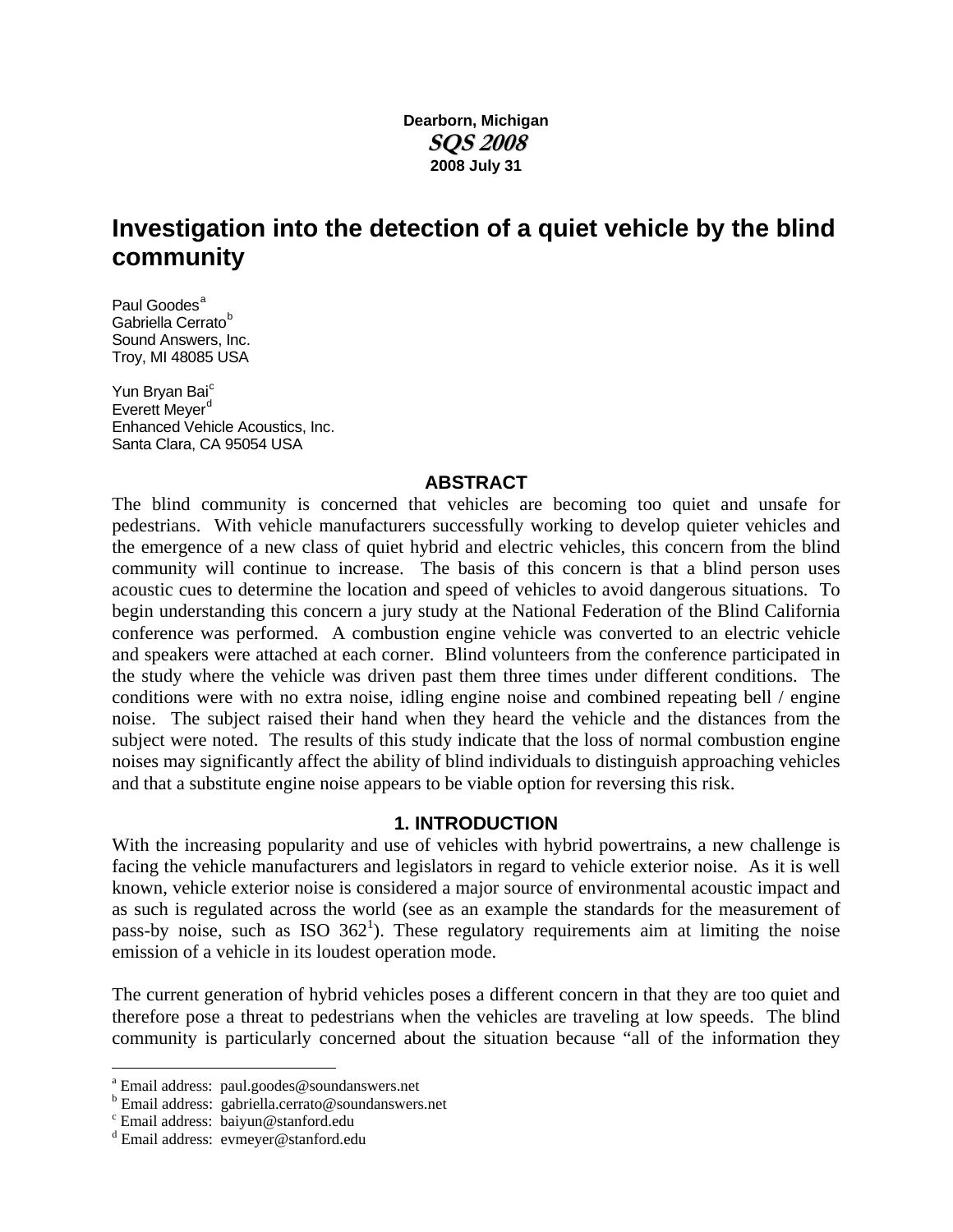**Dearborn, Michigan**
***SQS 2008***
**2008 July 31**

# Investigation into the detection of a quiet vehicle by the blind community

Paul Goodes[a]
Gabriella Cerrato[b]
Sound Answers, Inc.
Troy, MI 48085 USA

Yun Bryan Bai[c]
Everett Meyer[d]
Enhanced Vehicle Acoustics, Inc.
Santa Clara, CA 95054 USA

## ABSTRACT

The blind community is concerned that vehicles are becoming too quiet and unsafe for pedestrians. With vehicle manufacturers successfully working to develop quieter vehicles and the emergence of a new class of quiet hybrid and electric vehicles, this concern from the blind community will continue to increase. The basis of this concern is that a blind person uses acoustic cues to determine the location and speed of vehicles to avoid dangerous situations. To begin understanding this concern a jury study at the National Federation of the Blind California conference was performed. A combustion engine vehicle was converted to an electric vehicle and speakers were attached at each corner. Blind volunteers from the conference participated in the study where the vehicle was driven past them three times under different conditions. The conditions were with no extra noise, idling engine noise and combined repeating bell / engine noise. The subject raised their hand when they heard the vehicle and the distances from the subject were noted. The results of this study indicate that the loss of normal combustion engine noises may significantly affect the ability of blind individuals to distinguish approaching vehicles and that a substitute engine noise appears to be viable option for reversing this risk.

## 1. INTRODUCTION

With the increasing popularity and use of vehicles with hybrid powertrains, a new challenge is facing the vehicle manufacturers and legislators in regard to vehicle exterior noise. As it is well known, vehicle exterior noise is considered a major source of environmental acoustic impact and as such is regulated across the world (see as an example the standards for the measurement of pass-by noise, such as ISO 362[1]). These regulatory requirements aim at limiting the noise emission of a vehicle in its loudest operation mode.

The current generation of hybrid vehicles poses a different concern in that they are too quiet and therefore pose a threat to pedestrians when the vehicles are traveling at low speeds. The blind community is particularly concerned about the situation because "all of the information they

---

[a] Email address: paul.goodes@soundanswers.net
[b] Email address: gabriella.cerrato@soundanswers.net
[c] Email address: baiyun@stanford.edu
[d] Email address: evmeyer@stanford.edu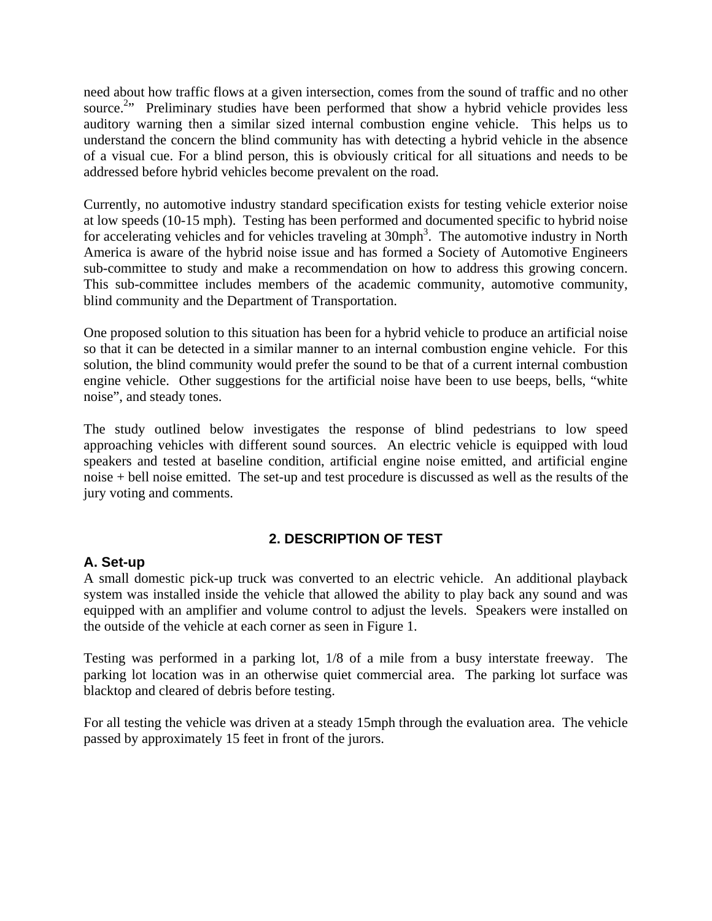need about how traffic flows at a given intersection, comes from the sound of traffic and no other source.[2]" Preliminary studies have been performed that show a hybrid vehicle provides less auditory warning then a similar sized internal combustion engine vehicle. This helps us to understand the concern the blind community has with detecting a hybrid vehicle in the absence of a visual cue. For a blind person, this is obviously critical for all situations and needs to be addressed before hybrid vehicles become prevalent on the road.

Currently, no automotive industry standard specification exists for testing vehicle exterior noise at low speeds (10-15 mph). Testing has been performed and documented specific to hybrid noise for accelerating vehicles and for vehicles traveling at 30mph[3]. The automotive industry in North America is aware of the hybrid noise issue and has formed a Society of Automotive Engineers sub-committee to study and make a recommendation on how to address this growing concern. This sub-committee includes members of the academic community, automotive community, blind community and the Department of Transportation.

One proposed solution to this situation has been for a hybrid vehicle to produce an artificial noise so that it can be detected in a similar manner to an internal combustion engine vehicle. For this solution, the blind community would prefer the sound to be that of a current internal combustion engine vehicle. Other suggestions for the artificial noise have been to use beeps, bells, "white noise", and steady tones.

The study outlined below investigates the response of blind pedestrians to low speed approaching vehicles with different sound sources. An electric vehicle is equipped with loud speakers and tested at baseline condition, artificial engine noise emitted, and artificial engine noise + bell noise emitted. The set-up and test procedure is discussed as well as the results of the jury voting and comments.

## 2. DESCRIPTION OF TEST

### A. Set-up

A small domestic pick-up truck was converted to an electric vehicle. An additional playback system was installed inside the vehicle that allowed the ability to play back any sound and was equipped with an amplifier and volume control to adjust the levels. Speakers were installed on the outside of the vehicle at each corner as seen in Figure 1.

Testing was performed in a parking lot, 1/8 of a mile from a busy interstate freeway. The parking lot location was in an otherwise quiet commercial area. The parking lot surface was blacktop and cleared of debris before testing.

For all testing the vehicle was driven at a steady 15mph through the evaluation area. The vehicle passed by approximately 15 feet in front of the jurors.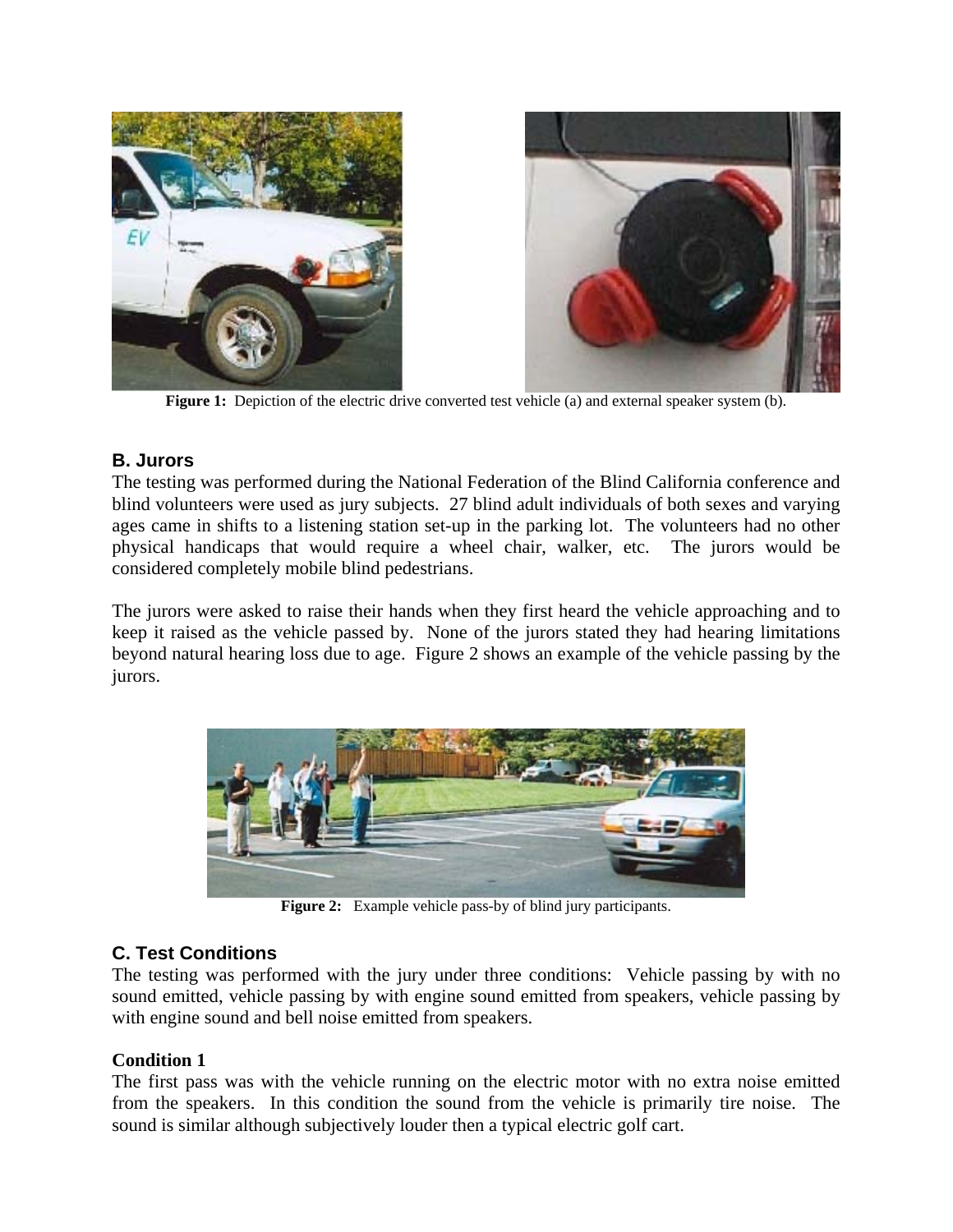**Figure 1:** Depiction of the electric drive converted test vehicle (a) and external speaker system (b).

### B. Jurors

The testing was performed during the National Federation of the Blind California conference and blind volunteers were used as jury subjects. 27 blind adult individuals of both sexes and varying ages came in shifts to a listening station set-up in the parking lot. The volunteers had no other physical handicaps that would require a wheel chair, walker, etc. The jurors would be considered completely mobile blind pedestrians.

The jurors were asked to raise their hands when they first heard the vehicle approaching and to keep it raised as the vehicle passed by. None of the jurors stated they had hearing limitations beyond natural hearing loss due to age. Figure 2 shows an example of the vehicle passing by the jurors.

**Figure 2:** Example vehicle pass-by of blind jury participants.

### C. Test Conditions

The testing was performed with the jury under three conditions: Vehicle passing by with no sound emitted, vehicle passing by with engine sound emitted from speakers, vehicle passing by with engine sound and bell noise emitted from speakers.

**Condition 1**

The first pass was with the vehicle running on the electric motor with no extra noise emitted from the speakers. In this condition the sound from the vehicle is primarily tire noise. The sound is similar although subjectively louder then a typical electric golf cart.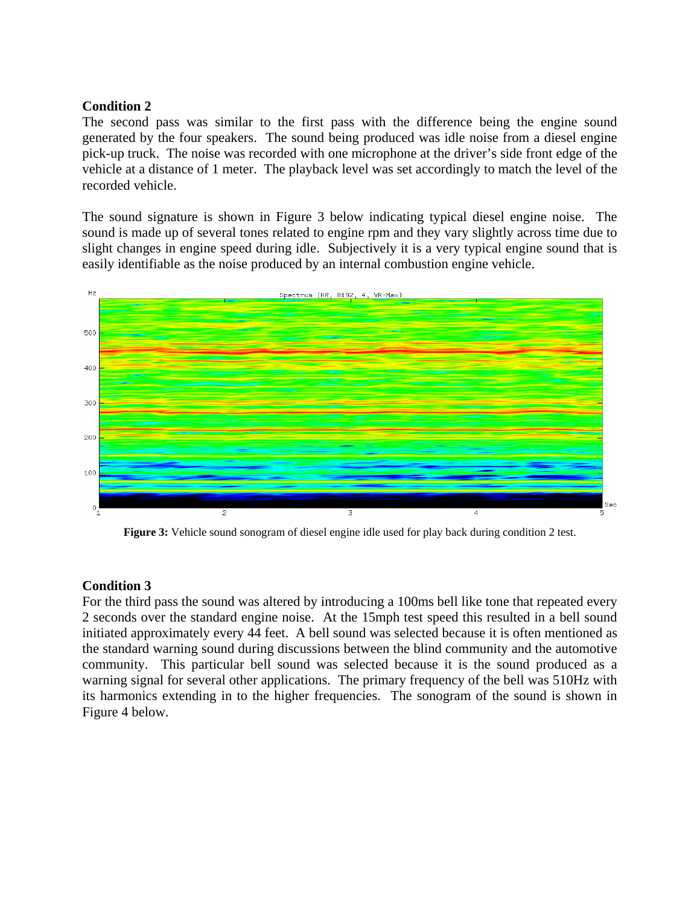**Condition 2**

The second pass was similar to the first pass with the difference being the engine sound generated by the four speakers. The sound being produced was idle noise from a diesel engine pick-up truck. The noise was recorded with one microphone at the driver's side front edge of the vehicle at a distance of 1 meter. The playback level was set accordingly to match the level of the recorded vehicle.

The sound signature is shown in Figure 3 below indicating typical diesel engine noise. The sound is made up of several tones related to engine rpm and they vary slightly across time due to slight changes in engine speed during idle. Subjectively it is a very typical engine sound that is easily identifiable as the noise produced by an internal combustion engine vehicle.

**Figure 3:** Vehicle sound sonogram of diesel engine idle used for play back during condition 2 test.

**Condition 3**

For the third pass the sound was altered by introducing a 100ms bell like tone that repeated every 2 seconds over the standard engine noise. At the 15mph test speed this resulted in a bell sound initiated approximately every 44 feet. A bell sound was selected because it is often mentioned as the standard warning sound during discussions between the blind community and the automotive community. This particular bell sound was selected because it is the sound produced as a warning signal for several other applications. The primary frequency of the bell was 510Hz with its harmonics extending in to the higher frequencies. The sonogram of the sound is shown in Figure 4 below.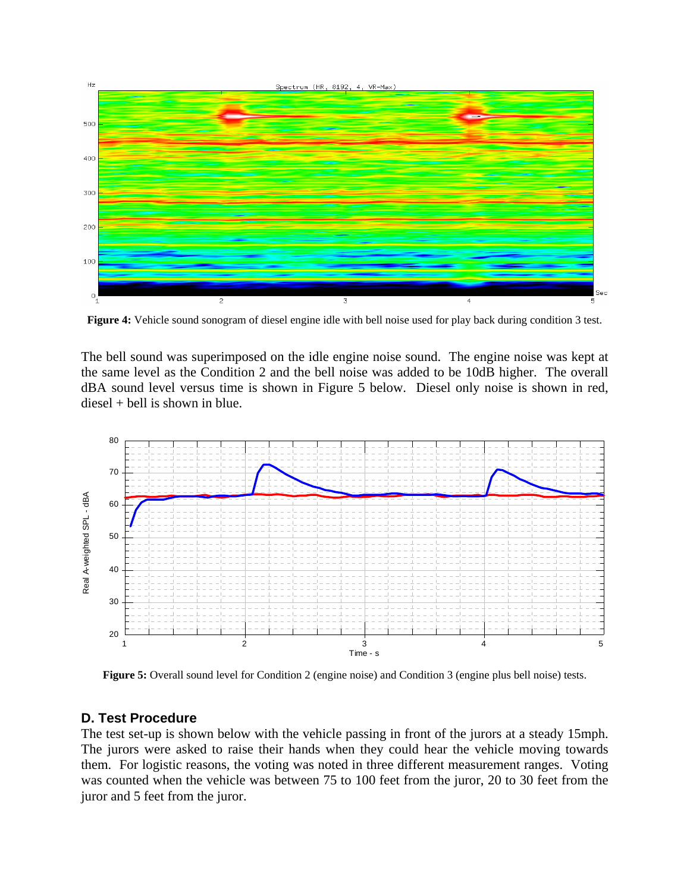**Figure 4:** Vehicle sound sonogram of diesel engine idle with bell noise used for play back during condition 3 test.

The bell sound was superimposed on the idle engine noise sound. The engine noise was kept at the same level as the Condition 2 and the bell noise was added to be 10dB higher. The overall dBA sound level versus time is shown in Figure 5 below. Diesel only noise is shown in red, diesel + bell is shown in blue.

**Figure 5:** Overall sound level for Condition 2 (engine noise) and Condition 3 (engine plus bell noise) tests.

### D. Test Procedure

The test set-up is shown below with the vehicle passing in front of the jurors at a steady 15mph. The jurors were asked to raise their hands when they could hear the vehicle moving towards them. For logistic reasons, the voting was noted in three different measurement ranges. Voting was counted when the vehicle was between 75 to 100 feet from the juror, 20 to 30 feet from the juror and 5 feet from the juror.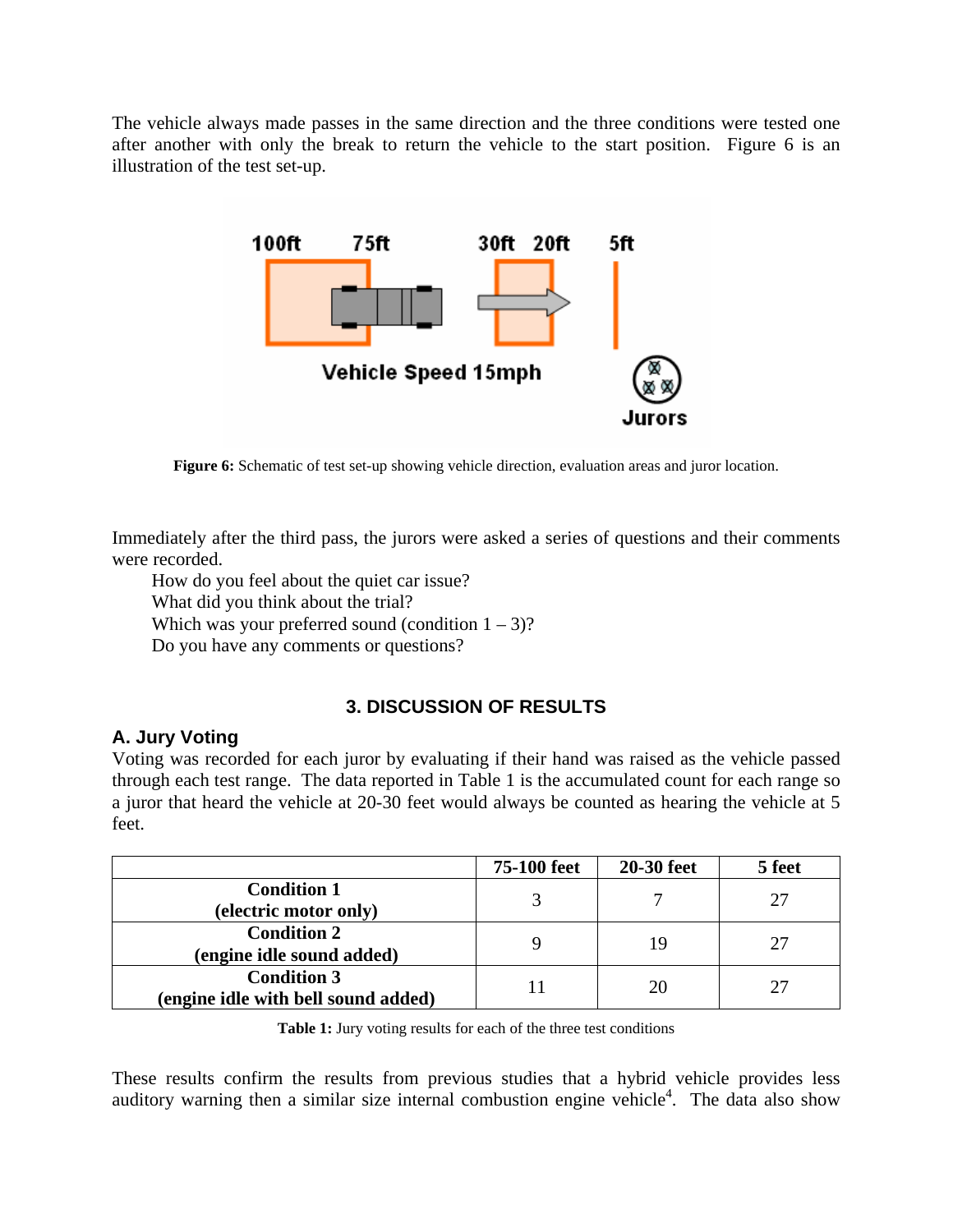The vehicle always made passes in the same direction and the three conditions were tested one after another with only the break to return the vehicle to the start position. Figure 6 is an illustration of the test set-up.

**Figure 6:** Schematic of test set-up showing vehicle direction, evaluation areas and juror location.

Immediately after the third pass, the jurors were asked a series of questions and their comments were recorded.

How do you feel about the quiet car issue?
What did you think about the trial?
Which was your preferred sound (condition 1 – 3)?
Do you have any comments or questions?

## 3. DISCUSSION OF RESULTS

### A. Jury Voting

Voting was recorded for each juror by evaluating if their hand was raised as the vehicle passed through each test range. The data reported in Table 1 is the accumulated count for each range so a juror that heard the vehicle at 20-30 feet would always be counted as hearing the vehicle at 5 feet.

| | 75-100 feet | 20-30 feet | 5 feet |
|---|---|---|---|
| **Condition 1 (electric motor only)** | 3 | 7 | 27 |
| **Condition 2 (engine idle sound added)** | 9 | 19 | 27 |
| **Condition 3 (engine idle with bell sound added)** | 11 | 20 | 27 |

**Table 1:** Jury voting results for each of the three test conditions

These results confirm the results from previous studies that a hybrid vehicle provides less auditory warning then a similar size internal combustion engine vehicle[4]. The data also show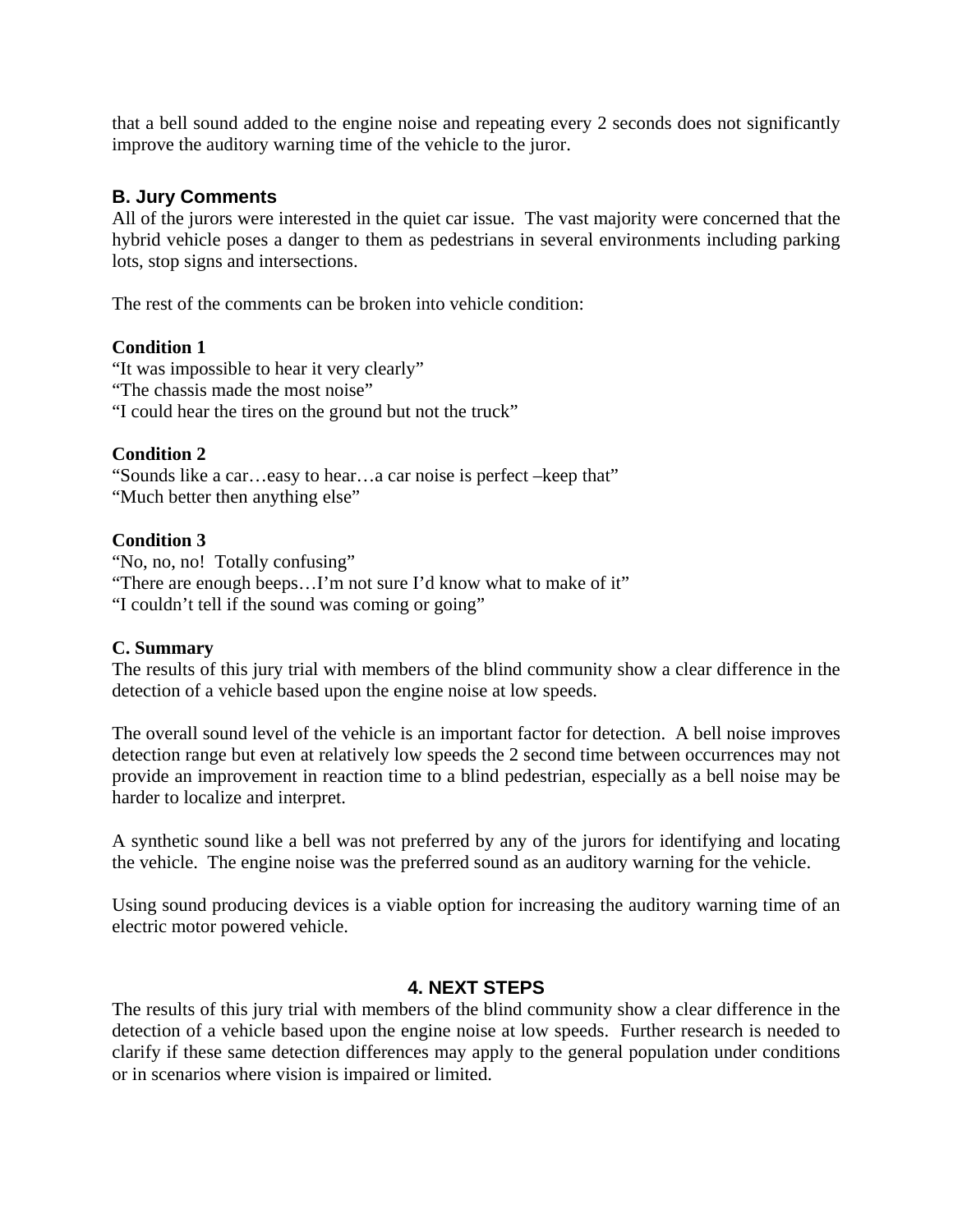that a bell sound added to the engine noise and repeating every 2 seconds does not significantly improve the auditory warning time of the vehicle to the juror.

### B. Jury Comments

All of the jurors were interested in the quiet car issue. The vast majority were concerned that the hybrid vehicle poses a danger to them as pedestrians in several environments including parking lots, stop signs and intersections.

The rest of the comments can be broken into vehicle condition:

**Condition 1**
"It was impossible to hear it very clearly"
"The chassis made the most noise"
"I could hear the tires on the ground but not the truck"

**Condition 2**
"Sounds like a car…easy to hear…a car noise is perfect –keep that"
"Much better then anything else"

**Condition 3**
"No, no, no! Totally confusing"
"There are enough beeps…I'm not sure I'd know what to make of it"
"I couldn't tell if the sound was coming or going"

### C. Summary

The results of this jury trial with members of the blind community show a clear difference in the detection of a vehicle based upon the engine noise at low speeds.

The overall sound level of the vehicle is an important factor for detection. A bell noise improves detection range but even at relatively low speeds the 2 second time between occurrences may not provide an improvement in reaction time to a blind pedestrian, especially as a bell noise may be harder to localize and interpret.

A synthetic sound like a bell was not preferred by any of the jurors for identifying and locating the vehicle. The engine noise was the preferred sound as an auditory warning for the vehicle.

Using sound producing devices is a viable option for increasing the auditory warning time of an electric motor powered vehicle.

## 4. NEXT STEPS

The results of this jury trial with members of the blind community show a clear difference in the detection of a vehicle based upon the engine noise at low speeds. Further research is needed to clarify if these same detection differences may apply to the general population under conditions or in scenarios where vision is impaired or limited.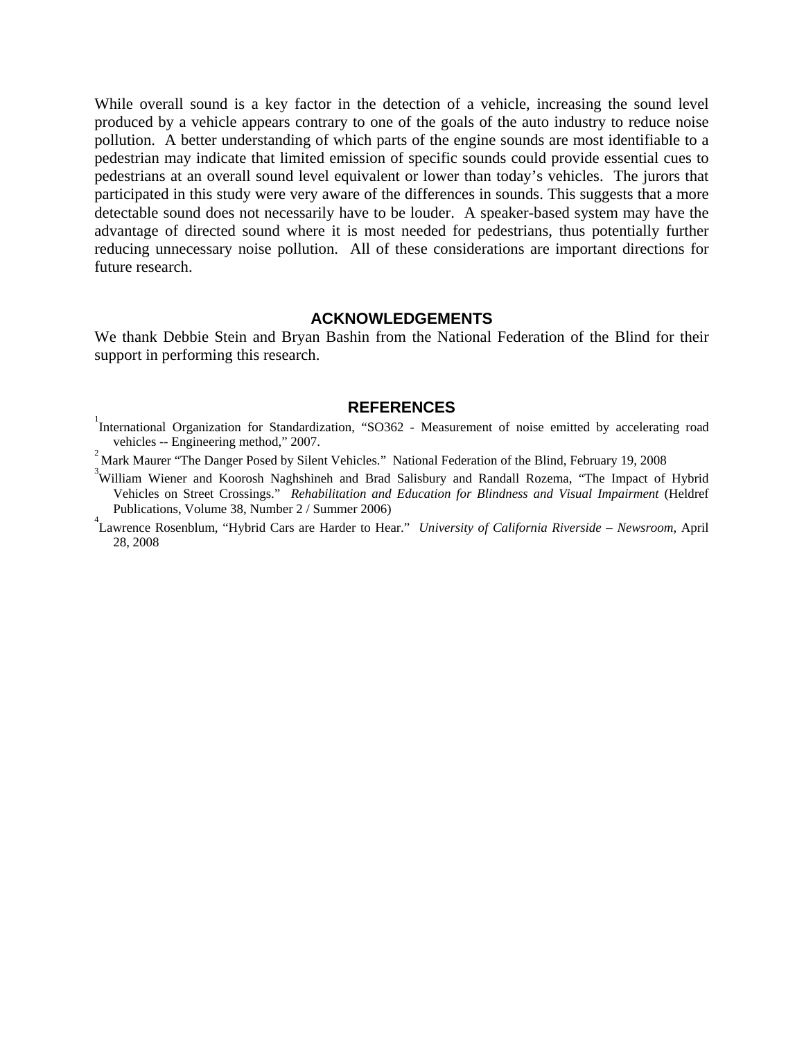While overall sound is a key factor in the detection of a vehicle, increasing the sound level produced by a vehicle appears contrary to one of the goals of the auto industry to reduce noise pollution. A better understanding of which parts of the engine sounds are most identifiable to a pedestrian may indicate that limited emission of specific sounds could provide essential cues to pedestrians at an overall sound level equivalent or lower than today's vehicles. The jurors that participated in this study were very aware of the differences in sounds. This suggests that a more detectable sound does not necessarily have to be louder. A speaker-based system may have the advantage of directed sound where it is most needed for pedestrians, thus potentially further reducing unnecessary noise pollution. All of these considerations are important directions for future research.

## ACKNOWLEDGEMENTS

We thank Debbie Stein and Bryan Bashin from the National Federation of the Blind for their support in performing this research.

## REFERENCES

[1] International Organization for Standardization, "SO362 - Measurement of noise emitted by accelerating road vehicles -- Engineering method," 2007.

[2] Mark Maurer "The Danger Posed by Silent Vehicles." National Federation of the Blind, February 19, 2008

[3] William Wiener and Koorosh Naghshineh and Brad Salisbury and Randall Rozema, "The Impact of Hybrid Vehicles on Street Crossings." *Rehabilitation and Education for Blindness and Visual Impairment* (Heldref Publications, Volume 38, Number 2 / Summer 2006)

[4] Lawrence Rosenblum, "Hybrid Cars are Harder to Hear." *University of California Riverside – Newsroom,* April 28, 2008